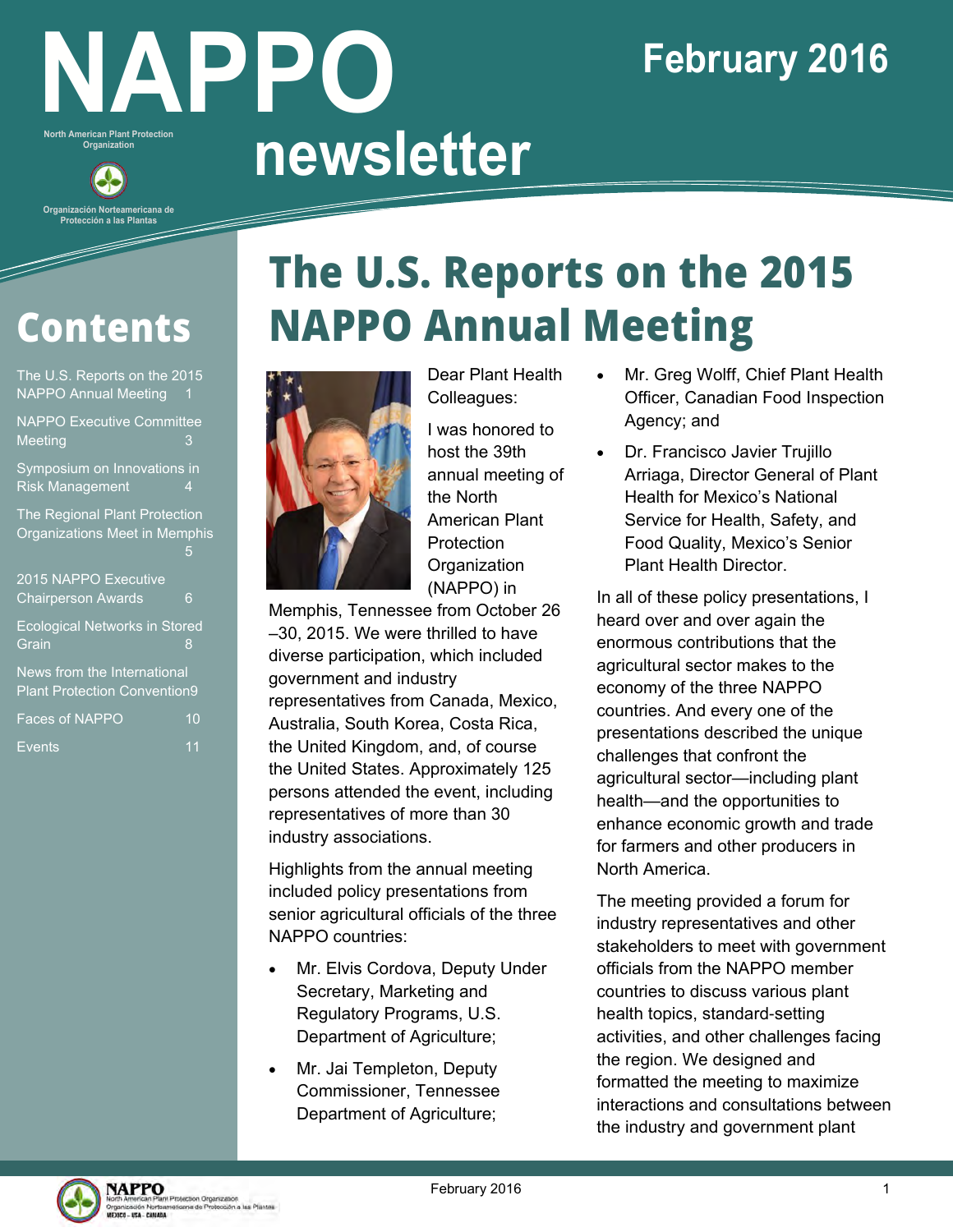# NAPPO newsletter

North American Plant Protection Organization

Organización Norteamericana de Protección a las Plantas

February 2016

## Contents

- The U.S. Reports on the 2015 NAPPO Annual Meeting 1
- NAPPO Executive Committee Meeting 3
- Symposium on Innovations in Risk Management 4
- The Regional Plant Protection Organizations Meet in Memphis 5
- 2015 NAPPO Executive Chairperson Awards 6
- Ecological Networks in Stored Grain 8
- News from the International Plant Protection Convention 9
- Faces of NAPPO 10
- Events 11

# The U.S. Reports on the 2015 NAPPO Annual Meeting

Dear Plant Health Colleagues:

I was honored to host the 39th annual meeting of the North American Plant Protection Organization (NAPPO) in Memphis, Tennessee from October 26 –30, 2015. We were thrilled to have diverse participation, which included government and industry representatives from Canada, Mexico, Australia, South Korea, Costa Rica, the United Kingdom, and, of course the United States. Approximately 125 persons attended the event, including representatives of more than 30 industry associations.

Highlights from the annual meeting included policy presentations from senior agricultural officials of the three NAPPO countries:

- Mr. Elvis Cordova, Deputy Under Secretary, Marketing and Regulatory Programs, U.S. Department of Agriculture;
- Mr. Jai Templeton, Deputy Commissioner, Tennessee Department of Agriculture;
- Mr. Greg Wolff, Chief Plant Health Officer, Canadian Food Inspection Agency; and
- Dr. Francisco Javier Trujillo Arriaga, Director General of Plant Health for Mexico's National Service for Health, Safety, and Food Quality, Mexico's Senior Plant Health Director.

In all of these policy presentations, I heard over and over again the enormous contributions that the agricultural sector makes to the economy of the three NAPPO countries. And every one of the presentations described the unique challenges that confront the agricultural sector—including plant health—and the opportunities to enhance economic growth and trade for farmers and other producers in North America.

The meeting provided a forum for industry representatives and other stakeholders to meet with government officials from the NAPPO member countries to discuss various plant health topics, standard-setting activities, and other challenges facing the region. We designed and formatted the meeting to maximize interactions and consultations between the industry and government plant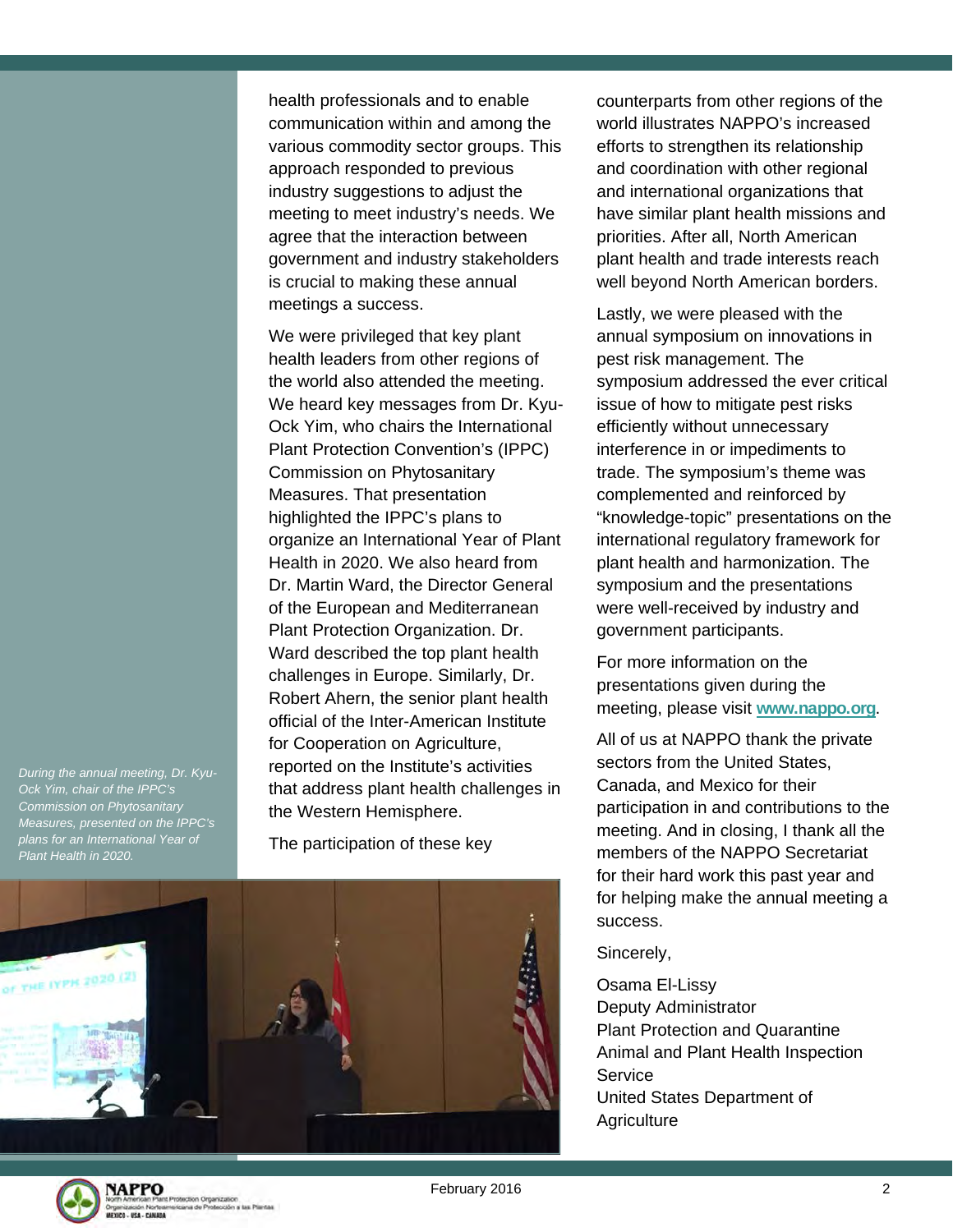health professionals and to enable communication within and among the various commodity sector groups. This approach responded to previous industry suggestions to adjust the meeting to meet industry's needs. We agree that the interaction between government and industry stakeholders is crucial to making these annual meetings a success.

We were privileged that key plant health leaders from other regions of the world also attended the meeting. We heard key messages from Dr. Kyu-Ock Yim, who chairs the International Plant Protection Convention's (IPPC) Commission on Phytosanitary Measures. That presentation highlighted the IPPC's plans to organize an International Year of Plant Health in 2020. We also heard from Dr. Martin Ward, the Director General of the European and Mediterranean Plant Protection Organization. Dr. Ward described the top plant health challenges in Europe. Similarly, Dr. Robert Ahern, the senior plant health official of the Inter-American Institute for Cooperation on Agriculture, reported on the Institute's activities that address plant health challenges in the Western Hemisphere.

The participation of these key counterparts from other regions of the world illustrates NAPPO's increased efforts to strengthen its relationship and coordination with other regional and international organizations that have similar plant health missions and priorities. After all, North American plant health and trade interests reach well beyond North American borders.

*During the annual meeting, Dr. Kyu-Ock Yim, chair of the IPPC's Commission on Phytosanitary Measures, presented on the IPPC's plans for an International Year of Plant Health in 2020.*

Lastly, we were pleased with the annual symposium on innovations in pest risk management. The symposium addressed the ever critical issue of how to mitigate pest risks efficiently without unnecessary interference in or impediments to trade. The symposium's theme was complemented and reinforced by "knowledge-topic" presentations on the international regulatory framework for plant health and harmonization. The symposium and the presentations were well-received by industry and government participants.

For more information on the presentations given during the meeting, please visit **www.nappo.org**.

All of us at NAPPO thank the private sectors from the United States, Canada, and Mexico for their participation in and contributions to the meeting. And in closing, I thank all the members of the NAPPO Secretariat for their hard work this past year and for helping make the annual meeting a success.

Sincerely,

Osama El-Lissy
Deputy Administrator
Plant Protection and Quarantine
Animal and Plant Health Inspection Service
United States Department of Agriculture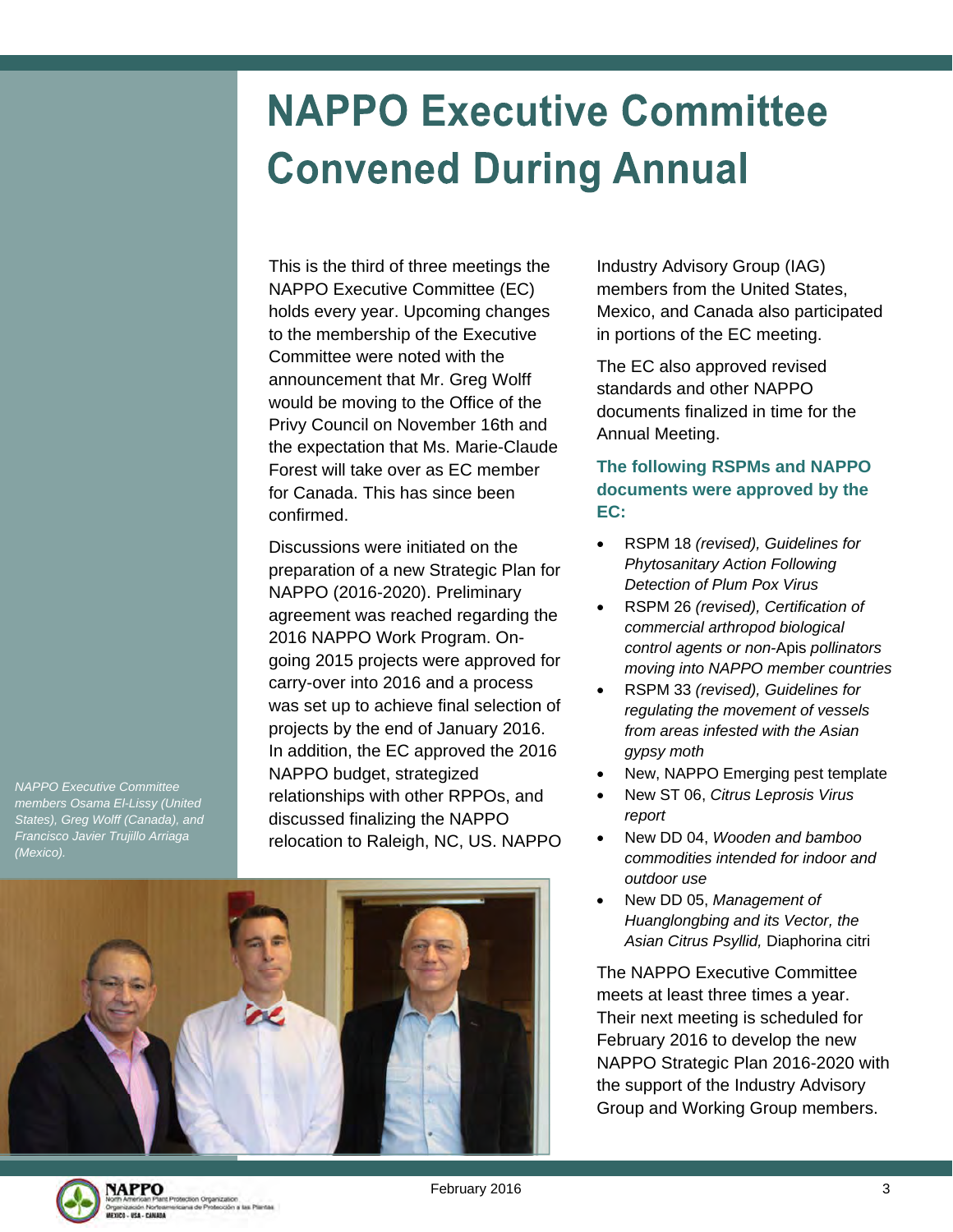# NAPPO Executive Committee Convened During Annual

This is the third of three meetings the NAPPO Executive Committee (EC) holds every year. Upcoming changes to the membership of the Executive Committee were noted with the announcement that Mr. Greg Wolff would be moving to the Office of the Privy Council on November 16th and the expectation that Ms. Marie-Claude Forest will take over as EC member for Canada. This has since been confirmed.

Discussions were initiated on the preparation of a new Strategic Plan for NAPPO (2016-2020). Preliminary agreement was reached regarding the 2016 NAPPO Work Program. On-going 2015 projects were approved for carry-over into 2016 and a process was set up to achieve final selection of projects by the end of January 2016. In addition, the EC approved the 2016 NAPPO budget, strategized relationships with other RPPOs, and discussed finalizing the NAPPO relocation to Raleigh, NC, US. NAPPO Industry Advisory Group (IAG) members from the United States, Mexico, and Canada also participated in portions of the EC meeting.

*NAPPO Executive Committee members Osama El-Lissy (United States), Greg Wolff (Canada), and Francisco Javier Trujillo Arriaga (Mexico).*

The EC also approved revised standards and other NAPPO documents finalized in time for the Annual Meeting.

### The following RSPMs and NAPPO documents were approved by the EC:

- RSPM 18 *(revised), Guidelines for Phytosanitary Action Following Detection of Plum Pox Virus*
- RSPM 26 *(revised), Certification of commercial arthropod biological control agents or non-*Apis *pollinators moving into NAPPO member countries*
- RSPM 33 *(revised), Guidelines for regulating the movement of vessels from areas infested with the Asian gypsy moth*
- New, NAPPO Emerging pest template
- New ST 06, *Citrus Leprosis Virus report*
- New DD 04, *Wooden and bamboo commodities intended for indoor and outdoor use*
- New DD 05, *Management of Huanglongbing and its Vector, the Asian Citrus Psyllid,* Diaphorina citri

The NAPPO Executive Committee meets at least three times a year. Their next meeting is scheduled for February 2016 to develop the new NAPPO Strategic Plan 2016-2020 with the support of the Industry Advisory Group and Working Group members.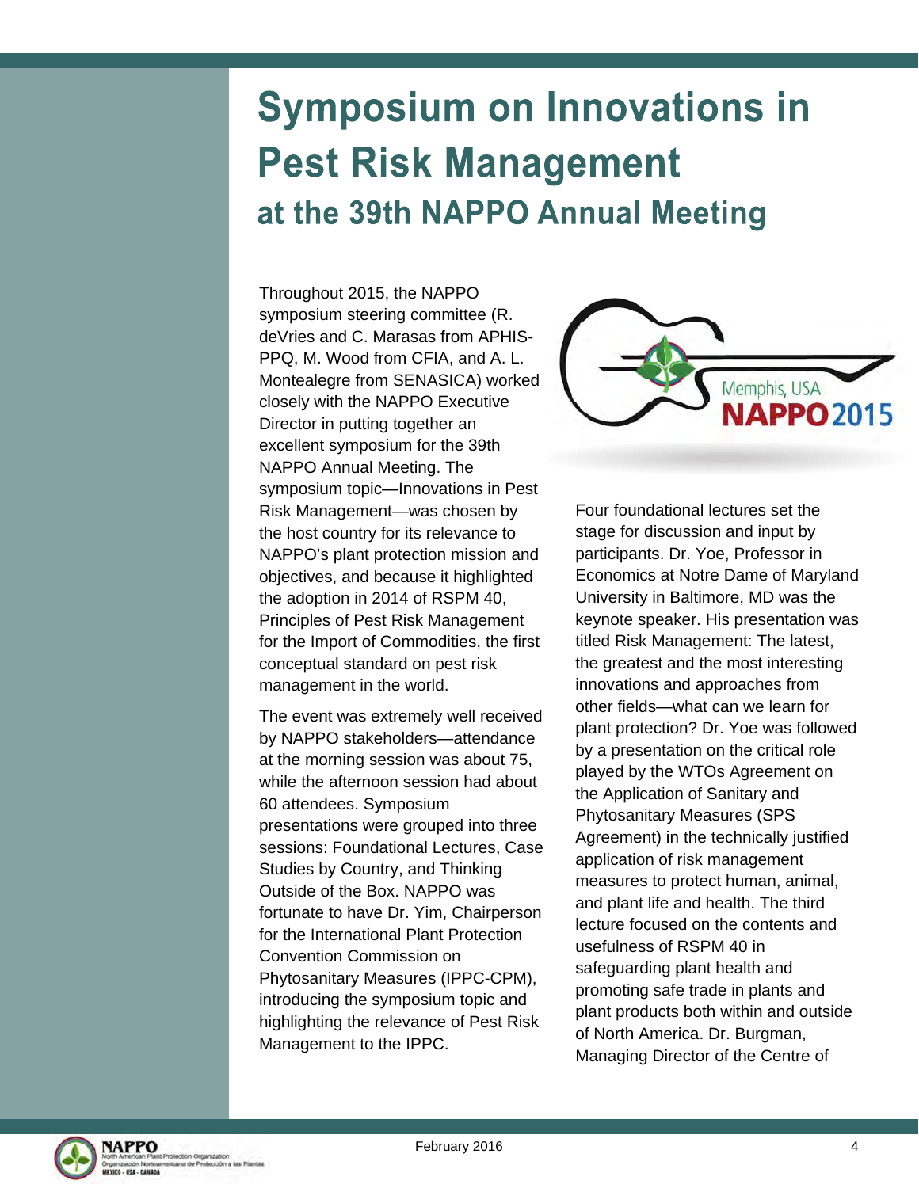# Symposium on Innovations in Pest Risk Management

## at the 39th NAPPO Annual Meeting

Throughout 2015, the NAPPO symposium steering committee (R. deVries and C. Marasas from APHIS-PPQ, M. Wood from CFIA, and A. L. Montealegre from SENASICA) worked closely with the NAPPO Executive Director in putting together an excellent symposium for the 39th NAPPO Annual Meeting. The symposium topic—Innovations in Pest Risk Management—was chosen by the host country for its relevance to NAPPO's plant protection mission and objectives, and because it highlighted the adoption in 2014 of RSPM 40, Principles of Pest Risk Management for the Import of Commodities, the first conceptual standard on pest risk management in the world.

The event was extremely well received by NAPPO stakeholders—attendance at the morning session was about 75, while the afternoon session had about 60 attendees. Symposium presentations were grouped into three sessions: Foundational Lectures, Case Studies by Country, and Thinking Outside of the Box. NAPPO was fortunate to have Dr. Yim, Chairperson for the International Plant Protection Convention Commission on Phytosanitary Measures (IPPC-CPM), introducing the symposium topic and highlighting the relevance of Pest Risk Management to the IPPC.

Memphis, USA
NAPPO 2015

Four foundational lectures set the stage for discussion and input by participants. Dr. Yoe, Professor in Economics at Notre Dame of Maryland University in Baltimore, MD was the keynote speaker. His presentation was titled Risk Management: The latest, the greatest and the most interesting innovations and approaches from other fields—what can we learn for plant protection? Dr. Yoe was followed by a presentation on the critical role played by the WTOs Agreement on the Application of Sanitary and Phytosanitary Measures (SPS Agreement) in the technically justified application of risk management measures to protect human, animal, and plant life and health. The third lecture focused on the contents and usefulness of RSPM 40 in safeguarding plant health and promoting safe trade in plants and plant products both within and outside of North America. Dr. Burgman, Managing Director of the Centre of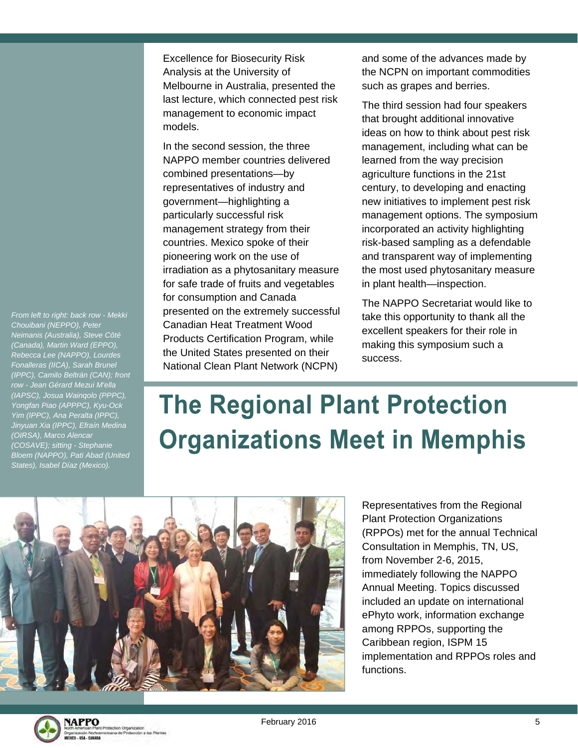Excellence for Biosecurity Risk Analysis at the University of Melbourne in Australia, presented the last lecture, which connected pest risk management to economic impact models.

In the second session, the three NAPPO member countries delivered combined presentations—by representatives of industry and government—highlighting a particularly successful risk management strategy from their countries. Mexico spoke of their pioneering work on the use of irradiation as a phytosanitary measure for safe trade of fruits and vegetables for consumption and Canada presented on the extremely successful Canadian Heat Treatment Wood Products Certification Program, while the United States presented on their National Clean Plant Network (NCPN) and some of the advances made by the NCPN on important commodities such as grapes and berries.

The third session had four speakers that brought additional innovative ideas on how to think about pest risk management, including what can be learned from the way precision agriculture functions in the 21st century, to developing and enacting new initiatives to implement pest risk management options. The symposium incorporated an activity highlighting risk-based sampling as a defendable and transparent way of implementing the most used phytosanitary measure in plant health—inspection.

The NAPPO Secretariat would like to take this opportunity to thank all the excellent speakers for their role in making this symposium such a success.

# The Regional Plant Protection Organizations Meet in Memphis

*From left to right: back row - Mekki Chouibani (NEPPO), Peter Neimanis (Australia), Steve Côté (Canada), Martin Ward (EPPO), Rebecca Lee (NAPPO), Lourdes Fonalleras (IICA), Sarah Brunel (IPPC), Camilo Beltrán (CAN); front row - Jean Gérard Mezui M'ella (IAPSC), Josua Wainqolo (PPPC), Yongfan Piao (APPPC), Kyu-Ock Yim (IPPC), Ana Peralta (IPPC), Jinyuan Xia (IPPC), Efraín Medina (OIRSA), Marco Alencar (COSAVE); sitting - Stephanie Bloem (NAPPO), Pati Abad (United States), Isabel Díaz (Mexico).*

Representatives from the Regional Plant Protection Organizations (RPPOs) met for the annual Technical Consultation in Memphis, TN, US, from November 2-6, 2015, immediately following the NAPPO Annual Meeting. Topics discussed included an update on international ePhyto work, information exchange among RPPOs, supporting the Caribbean region, ISPM 15 implementation and RPPOs roles and functions.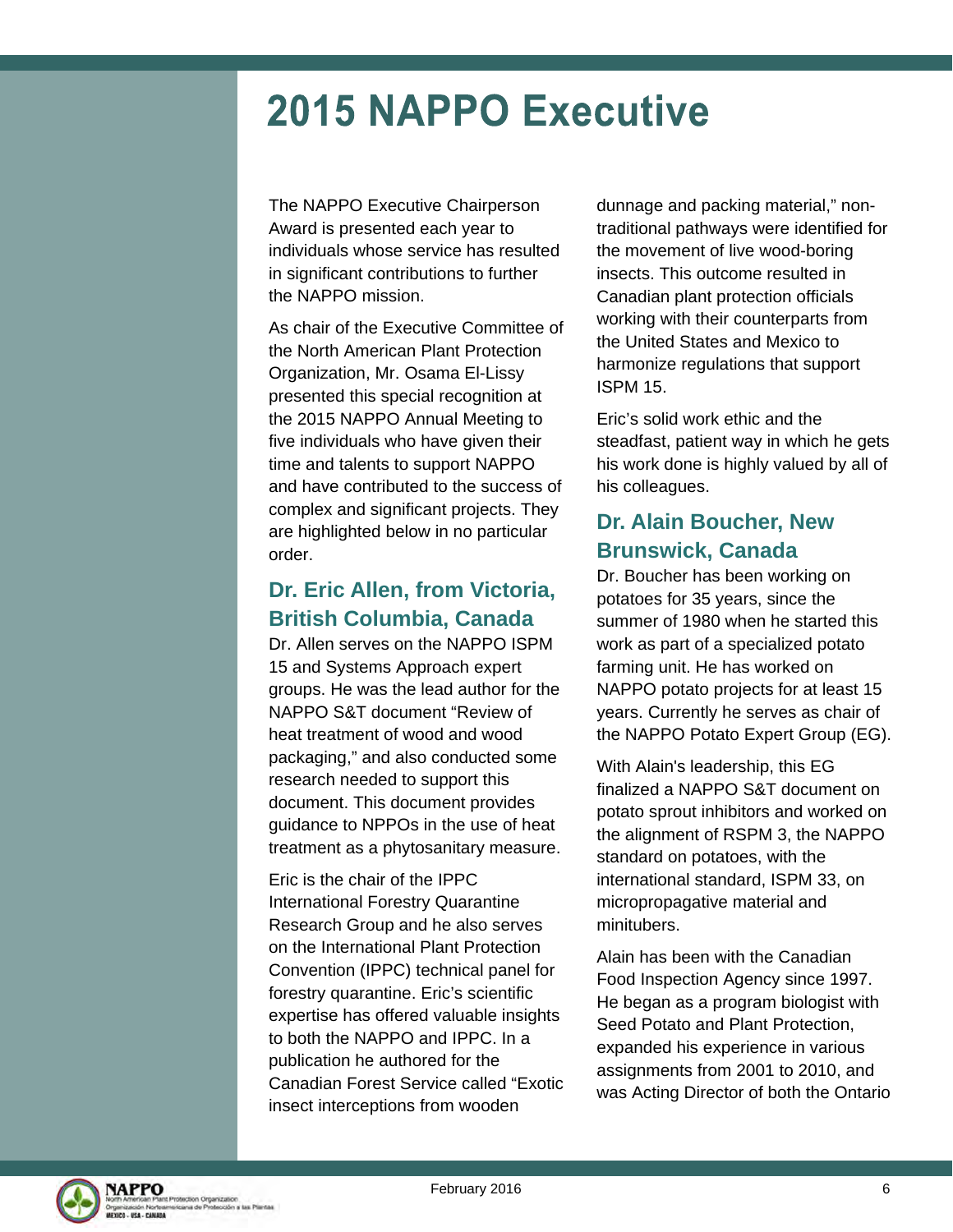# 2015 NAPPO Executive

The NAPPO Executive Chairperson Award is presented each year to individuals whose service has resulted in significant contributions to further the NAPPO mission.

As chair of the Executive Committee of the North American Plant Protection Organization, Mr. Osama El-Lissy presented this special recognition at the 2015 NAPPO Annual Meeting to five individuals who have given their time and talents to support NAPPO and have contributed to the success of complex and significant projects. They are highlighted below in no particular order.

## Dr. Eric Allen, from Victoria, British Columbia, Canada

Dr. Allen serves on the NAPPO ISPM 15 and Systems Approach expert groups. He was the lead author for the NAPPO S&T document "Review of heat treatment of wood and wood packaging," and also conducted some research needed to support this document. This document provides guidance to NPPOs in the use of heat treatment as a phytosanitary measure.

Eric is the chair of the IPPC International Forestry Quarantine Research Group and he also serves on the International Plant Protection Convention (IPPC) technical panel for forestry quarantine. Eric's scientific expertise has offered valuable insights to both the NAPPO and IPPC. In a publication he authored for the Canadian Forest Service called "Exotic insect interceptions from wooden dunnage and packing material," non-traditional pathways were identified for the movement of live wood-boring insects. This outcome resulted in Canadian plant protection officials working with their counterparts from the United States and Mexico to harmonize regulations that support ISPM 15.

Eric's solid work ethic and the steadfast, patient way in which he gets his work done is highly valued by all of his colleagues.

## Dr. Alain Boucher, New Brunswick, Canada

Dr. Boucher has been working on potatoes for 35 years, since the summer of 1980 when he started this work as part of a specialized potato farming unit. He has worked on NAPPO potato projects for at least 15 years. Currently he serves as chair of the NAPPO Potato Expert Group (EG).

With Alain's leadership, this EG finalized a NAPPO S&T document on potato sprout inhibitors and worked on the alignment of RSPM 3, the NAPPO standard on potatoes, with the international standard, ISPM 33, on micropropagative material and minitubers.

Alain has been with the Canadian Food Inspection Agency since 1997. He began as a program biologist with Seed Potato and Plant Protection, expanded his experience in various assignments from 2001 to 2010, and was Acting Director of both the Ontario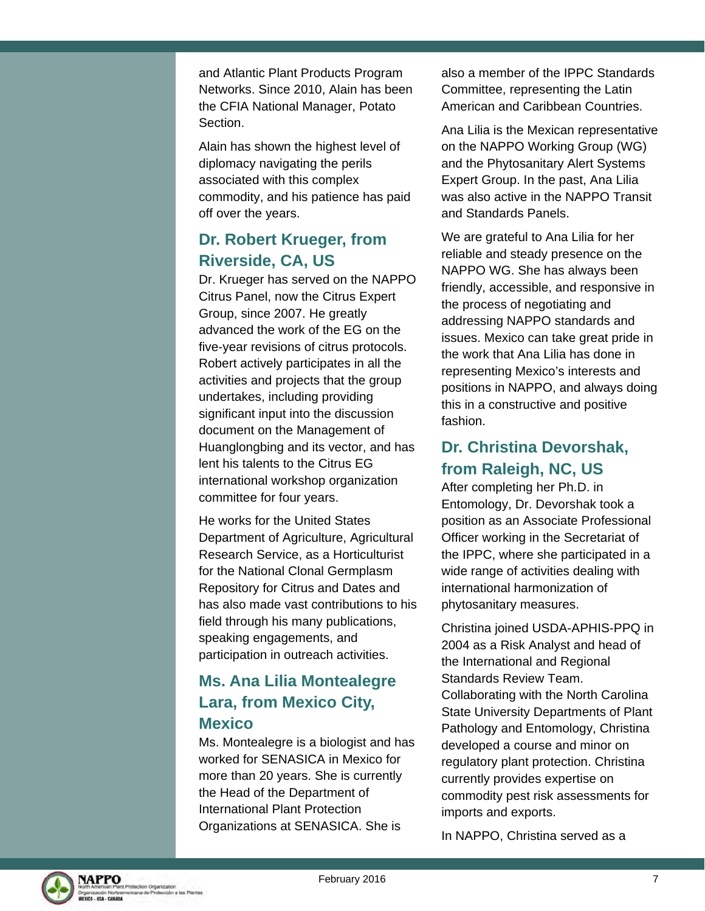and Atlantic Plant Products Program Networks. Since 2010, Alain has been the CFIA National Manager, Potato Section.

Alain has shown the highest level of diplomacy navigating the perils associated with this complex commodity, and his patience has paid off over the years.

## Dr. Robert Krueger, from Riverside, CA, US

Dr. Krueger has served on the NAPPO Citrus Panel, now the Citrus Expert Group, since 2007. He greatly advanced the work of the EG on the five-year revisions of citrus protocols. Robert actively participates in all the activities and projects that the group undertakes, including providing significant input into the discussion document on the Management of Huanglongbing and its vector, and has lent his talents to the Citrus EG international workshop organization committee for four years.

He works for the United States Department of Agriculture, Agricultural Research Service, as a Horticulturist for the National Clonal Germplasm Repository for Citrus and Dates and has also made vast contributions to his field through his many publications, speaking engagements, and participation in outreach activities.

## Ms. Ana Lilia Montealegre Lara, from Mexico City, Mexico

Ms. Montealegre is a biologist and has worked for SENASICA in Mexico for more than 20 years. She is currently the Head of the Department of International Plant Protection Organizations at SENASICA. She is also a member of the IPPC Standards Committee, representing the Latin American and Caribbean Countries.

Ana Lilia is the Mexican representative on the NAPPO Working Group (WG) and the Phytosanitary Alert Systems Expert Group. In the past, Ana Lilia was also active in the NAPPO Transit and Standards Panels.

We are grateful to Ana Lilia for her reliable and steady presence on the NAPPO WG. She has always been friendly, accessible, and responsive in the process of negotiating and addressing NAPPO standards and issues. Mexico can take great pride in the work that Ana Lilia has done in representing Mexico's interests and positions in NAPPO, and always doing this in a constructive and positive fashion.

## Dr. Christina Devorshak, from Raleigh, NC, US

After completing her Ph.D. in Entomology, Dr. Devorshak took a position as an Associate Professional Officer working in the Secretariat of the IPPC, where she participated in a wide range of activities dealing with international harmonization of phytosanitary measures.

Christina joined USDA-APHIS-PPQ in 2004 as a Risk Analyst and head of the International and Regional Standards Review Team. Collaborating with the North Carolina State University Departments of Plant Pathology and Entomology, Christina developed a course and minor on regulatory plant protection. Christina currently provides expertise on commodity pest risk assessments for imports and exports.

In NAPPO, Christina served as a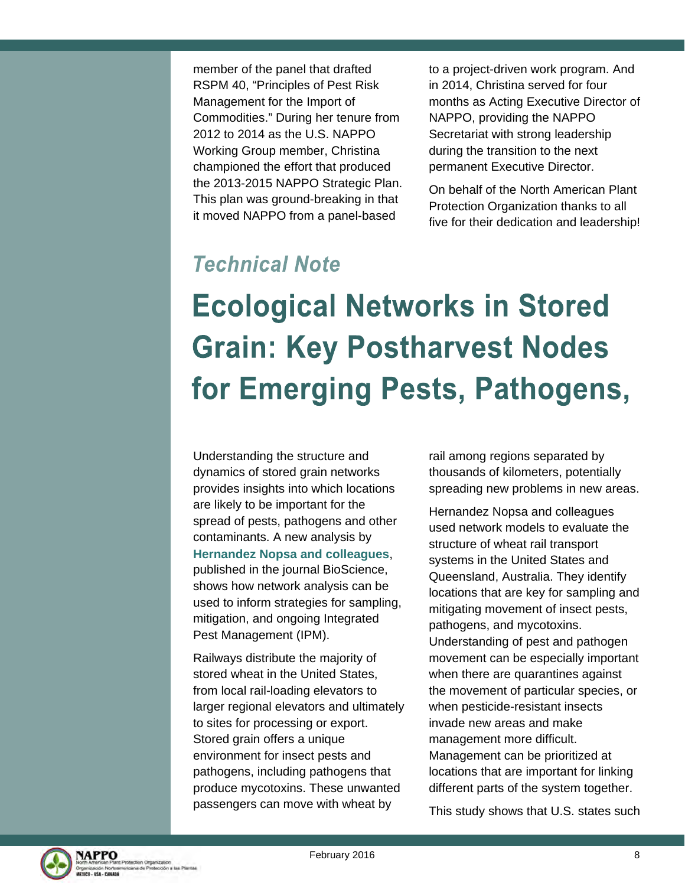member of the panel that drafted RSPM 40, "Principles of Pest Risk Management for the Import of Commodities." During her tenure from 2012 to 2014 as the U.S. NAPPO Working Group member, Christina championed the effort that produced the 2013-2015 NAPPO Strategic Plan. This plan was ground-breaking in that it moved NAPPO from a panel-based to a project-driven work program. And in 2014, Christina served for four months as Acting Executive Director of NAPPO, providing the NAPPO Secretariat with strong leadership during the transition to the next permanent Executive Director.

On behalf of the North American Plant Protection Organization thanks to all five for their dedication and leadership!

*Technical Note*

# Ecological Networks in Stored Grain: Key Postharvest Nodes for Emerging Pests, Pathogens,

Understanding the structure and dynamics of stored grain networks provides insights into which locations are likely to be important for the spread of pests, pathogens and other contaminants. A new analysis by **Hernandez Nopsa and colleagues**, published in the journal BioScience, shows how network analysis can be used to inform strategies for sampling, mitigation, and ongoing Integrated Pest Management (IPM).

Railways distribute the majority of stored wheat in the United States, from local rail-loading elevators to larger regional elevators and ultimately to sites for processing or export. Stored grain offers a unique environment for insect pests and pathogens, including pathogens that produce mycotoxins. These unwanted passengers can move with wheat by rail among regions separated by thousands of kilometers, potentially spreading new problems in new areas.

Hernandez Nopsa and colleagues used network models to evaluate the structure of wheat rail transport systems in the United States and Queensland, Australia. They identify locations that are key for sampling and mitigating movement of insect pests, pathogens, and mycotoxins. Understanding of pest and pathogen movement can be especially important when there are quarantines against the movement of particular species, or when pesticide-resistant insects invade new areas and make management more difficult. Management can be prioritized at locations that are important for linking different parts of the system together.

This study shows that U.S. states such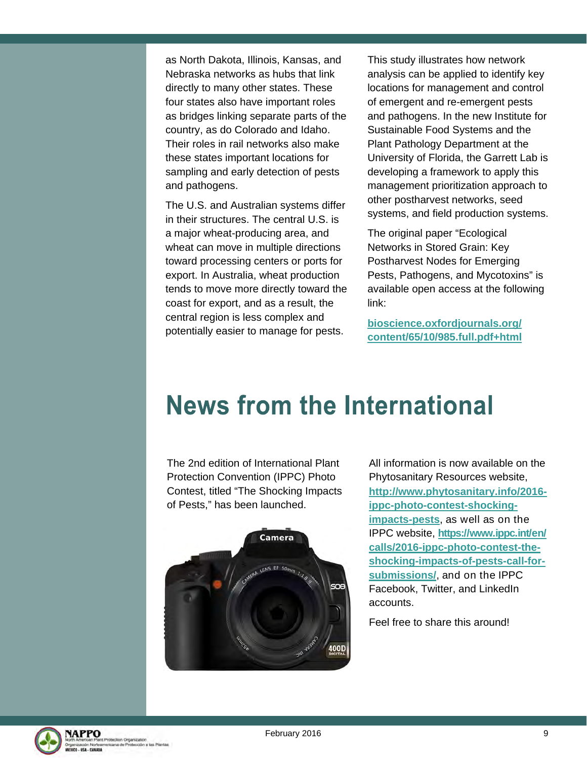as North Dakota, Illinois, Kansas, and Nebraska networks as hubs that link directly to many other states. These four states also have important roles as bridges linking separate parts of the country, as do Colorado and Idaho. Their roles in rail networks also make these states important locations for sampling and early detection of pests and pathogens.

The U.S. and Australian systems differ in their structures. The central U.S. is a major wheat-producing area, and wheat can move in multiple directions toward processing centers or ports for export. In Australia, wheat production tends to move more directly toward the coast for export, and as a result, the central region is less complex and potentially easier to manage for pests.

This study illustrates how network analysis can be applied to identify key locations for management and control of emergent and re-emergent pests and pathogens. In the new Institute for Sustainable Food Systems and the Plant Pathology Department at the University of Florida, the Garrett Lab is developing a framework to apply this management prioritization approach to other postharvest networks, seed systems, and field production systems.

The original paper "Ecological Networks in Stored Grain: Key Postharvest Nodes for Emerging Pests, Pathogens, and Mycotoxins" is available open access at the following link:

**bioscience.oxfordjournals.org/content/65/10/985.full.pdf+html**

# News from the International

The 2nd edition of International Plant Protection Convention (IPPC) Photo Contest, titled "The Shocking Impacts of Pests," has been launched.

All information is now available on the Phytosanitary Resources website, **http://www.phytosanitary.info/2016-ippc-photo-contest-shocking-impacts-pests**, as well as on the IPPC website, **https://www.ippc.int/en/calls/2016-ippc-photo-contest-the-shocking-impacts-of-pests-call-for-submissions/**, and on the IPPC Facebook, Twitter, and LinkedIn accounts.

Feel free to share this around!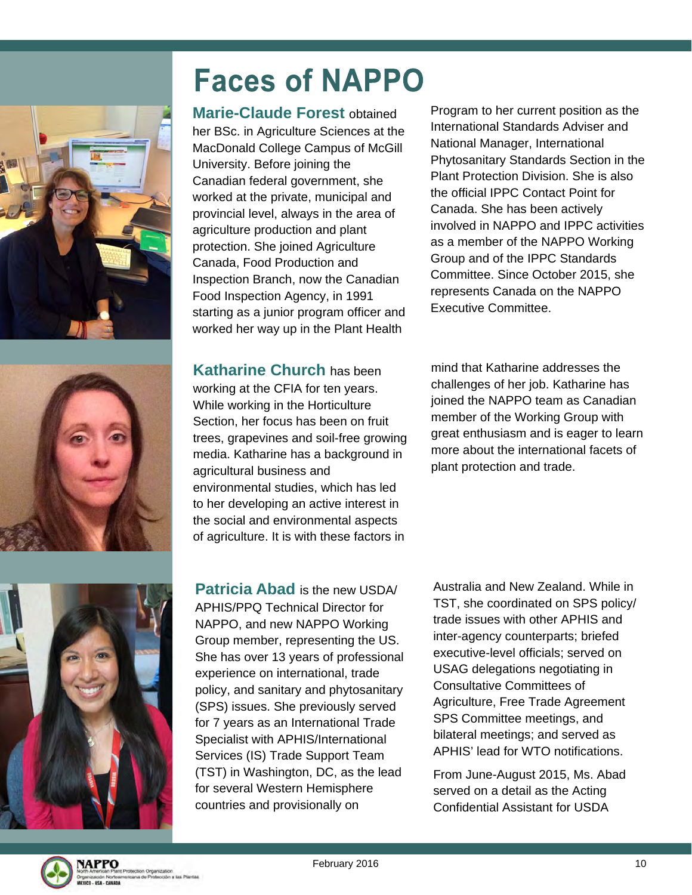# Faces of NAPPO

**Marie-Claude Forest** obtained her BSc. in Agriculture Sciences at the MacDonald College Campus of McGill University. Before joining the Canadian federal government, she worked at the private, municipal and provincial level, always in the area of agriculture production and plant protection. She joined Agriculture Canada, Food Production and Inspection Branch, now the Canadian Food Inspection Agency, in 1991 starting as a junior program officer and worked her way up in the Plant Health Program to her current position as the International Standards Adviser and National Manager, International Phytosanitary Standards Section in the Plant Protection Division. She is also the official IPPC Contact Point for Canada. She has been actively involved in NAPPO and IPPC activities as a member of the NAPPO Working Group and of the IPPC Standards Committee. Since October 2015, she represents Canada on the NAPPO Executive Committee.

**Katharine Church** has been working at the CFIA for ten years. While working in the Horticulture Section, her focus has been on fruit trees, grapevines and soil-free growing media. Katharine has a background in agricultural business and environmental studies, which has led to her developing an active interest in the social and environmental aspects of agriculture. It is with these factors in mind that Katharine addresses the challenges of her job. Katharine has joined the NAPPO team as Canadian member of the Working Group with great enthusiasm and is eager to learn more about the international facets of plant protection and trade.

**Patricia Abad** is the new USDA/APHIS/PPQ Technical Director for NAPPO, and new NAPPO Working Group member, representing the US. She has over 13 years of professional experience on international, trade policy, and sanitary and phytosanitary (SPS) issues. She previously served for 7 years as an International Trade Specialist with APHIS/International Services (IS) Trade Support Team (TST) in Washington, DC, as the lead for several Western Hemisphere countries and provisionally on Australia and New Zealand. While in TST, she coordinated on SPS policy/trade issues with other APHIS and inter-agency counterparts; briefed executive-level officials; served on USAG delegations negotiating in Consultative Committees of Agriculture, Free Trade Agreement SPS Committee meetings, and bilateral meetings; and served as APHIS' lead for WTO notifications.

From June-August 2015, Ms. Abad served on a detail as the Acting Confidential Assistant for USDA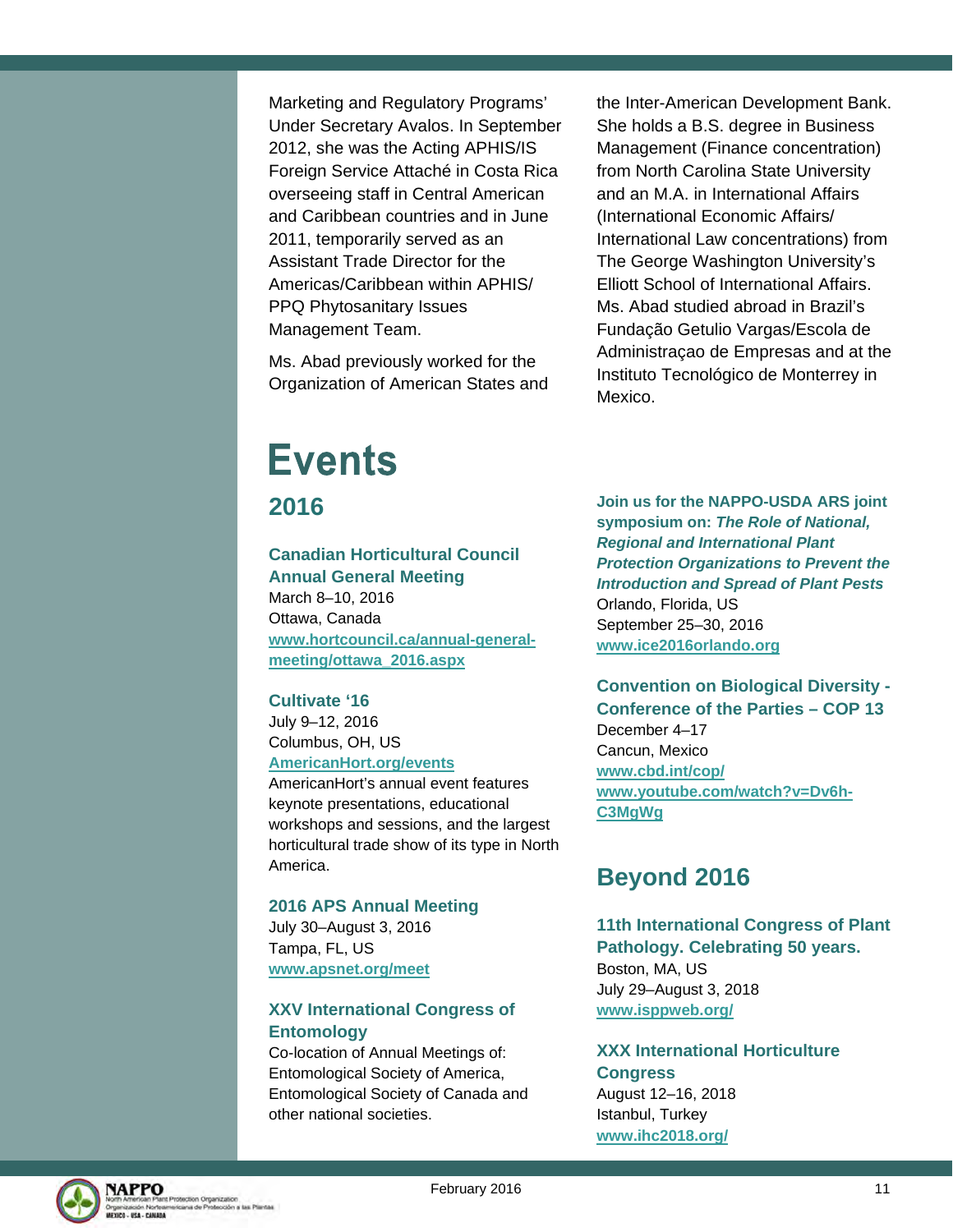Marketing and Regulatory Programs' Under Secretary Avalos. In September 2012, she was the Acting APHIS/IS Foreign Service Attaché in Costa Rica overseeing staff in Central American and Caribbean countries and in June 2011, temporarily served as an Assistant Trade Director for the Americas/Caribbean within APHIS/ PPQ Phytosanitary Issues Management Team.

Ms. Abad previously worked for the Organization of American States and the Inter-American Development Bank. She holds a B.S. degree in Business Management (Finance concentration) from North Carolina State University and an M.A. in International Affairs (International Economic Affairs/ International Law concentrations) from The George Washington University's Elliott School of International Affairs. Ms. Abad studied abroad in Brazil's Fundação Getulio Vargas/Escola de Administraçao de Empresas and at the Instituto Tecnológico de Monterrey in Mexico.

# Events

## 2016

### Canadian Horticultural Council Annual General Meeting

March 8–10, 2016
Ottawa, Canada
www.hortcouncil.ca/annual-general-meeting/ottawa_2016.aspx

### Cultivate '16

July 9–12, 2016
Columbus, OH, US
AmericanHort.org/events

AmericanHort's annual event features keynote presentations, educational workshops and sessions, and the largest horticultural trade show of its type in North America.

### 2016 APS Annual Meeting

July 30–August 3, 2016
Tampa, FL, US
www.apsnet.org/meet

### XXV International Congress of Entomology

Co-location of Annual Meetings of: Entomological Society of America, Entomological Society of Canada and other national societies.

**Join us for the NAPPO-USDA ARS joint symposium on: *The Role of National, Regional and International Plant Protection Organizations to Prevent the Introduction and Spread of Plant Pests***

Orlando, Florida, US
September 25–30, 2016
www.ice2016orlando.org

### Convention on Biological Diversity - Conference of the Parties – COP 13

December 4–17
Cancun, Mexico
www.cbd.int/cop/
www.youtube.com/watch?v=Dv6h-C3MgWg

## Beyond 2016

### 11th International Congress of Plant Pathology. Celebrating 50 years.

Boston, MA, US
July 29–August 3, 2018
www.isppweb.org/

### XXX International Horticulture Congress

August 12–16, 2018
Istanbul, Turkey
www.ihc2018.org/